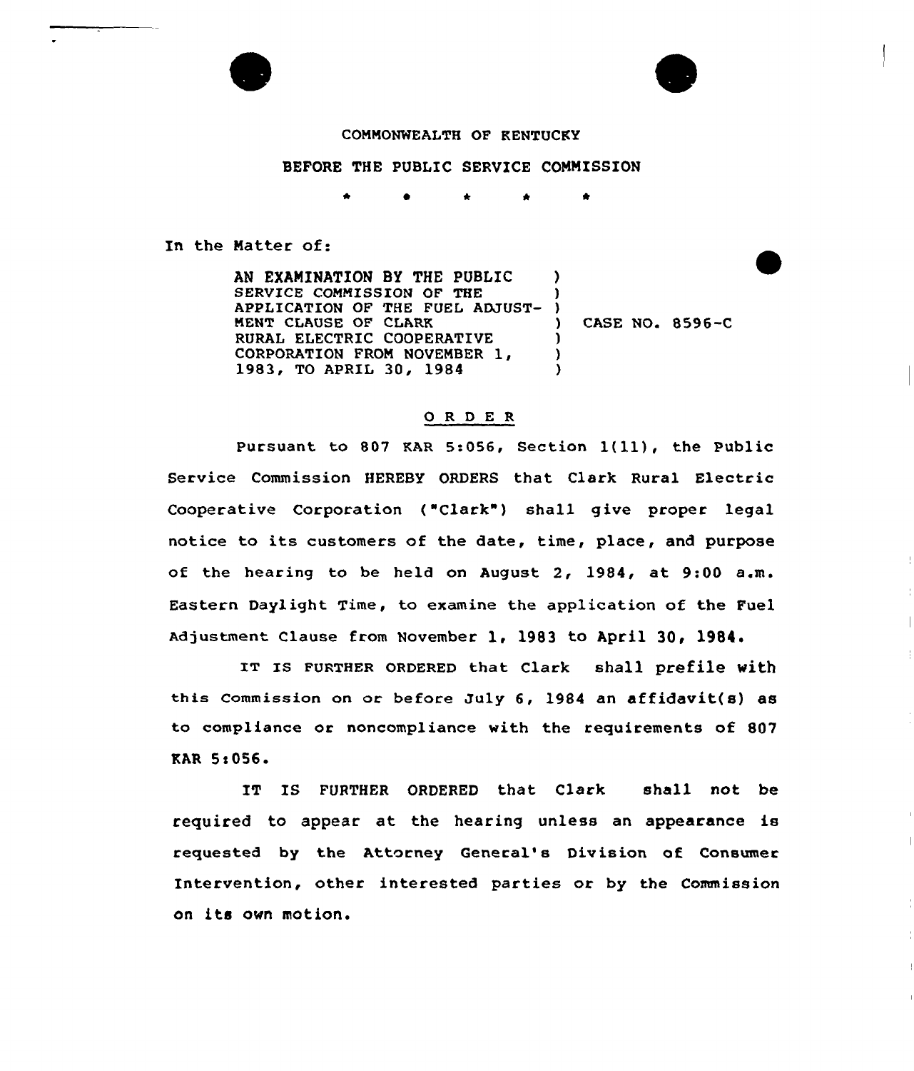COMMONWEALTH OF KENTUCKY

BEFORE THE PUBLIC SERVICE COMMISSION

\* \* \* \* \*

In the Matter of:

AN EXAMINATION BY THE PUBLIC SERVICE COMMISSION OF THE APPLICATION OF THE FUEL ADJUSTMENT CLAUSE OF CLARK RURAL ELECTRIC COOPERATIVE CORPORATION FROM NOVEMBER 1, 1983, TO APRIL 30, 1984 ) CASE NO. 8596-C

## O R D E R

Pursuant to 807 KAR 5:056, Section 1(11), the Public Service Commission HEREBY ORDERS that Clark Rural Electric Cooperative Corporation ("Clark") shall give proper legal notice to its customers of the date, time, place, and purpose of the hearing to be held on August 2, 1984, at 9:00 a.m. Eastern Daylight Time, to examine the application of the Fuel Adjustment Clause from November 1, 1983 to April 30, 1984.

IT IS FURTHER ORDERED that Clark shall prefile with this Commission on or before July 6, 1984 an affidavit(s) as to compliance or noncompliance with the requirements of 807 KAR 5:056.

IT IS FURTHER ORDERED that Clark shall not be required to appear at the hearing unless an appearance is requested by the Attorney General's Division of Consumer Intervention, other interested parties or by the Commission on its own motion.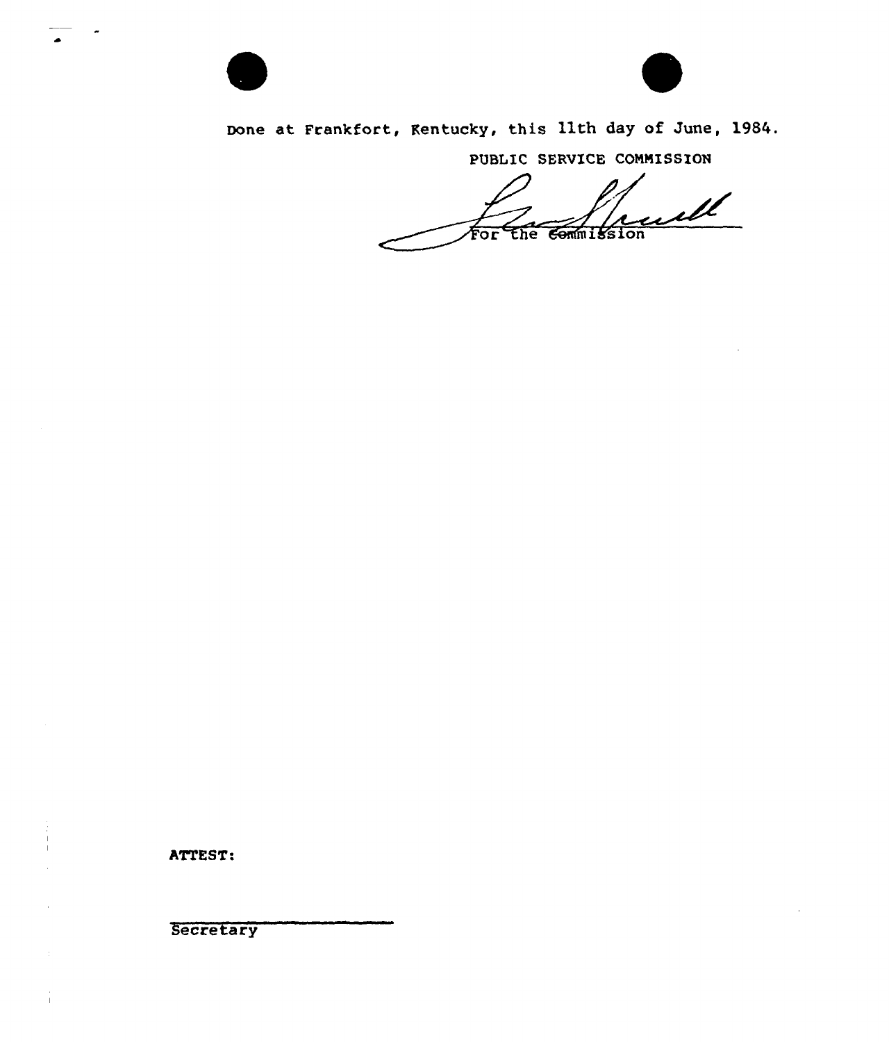Done at Frankfort, Kentucky, this 11th day of June, 1984.

PUBLIC SERVICE COMMISSION

For the Commission

ATTEST:

Secretary